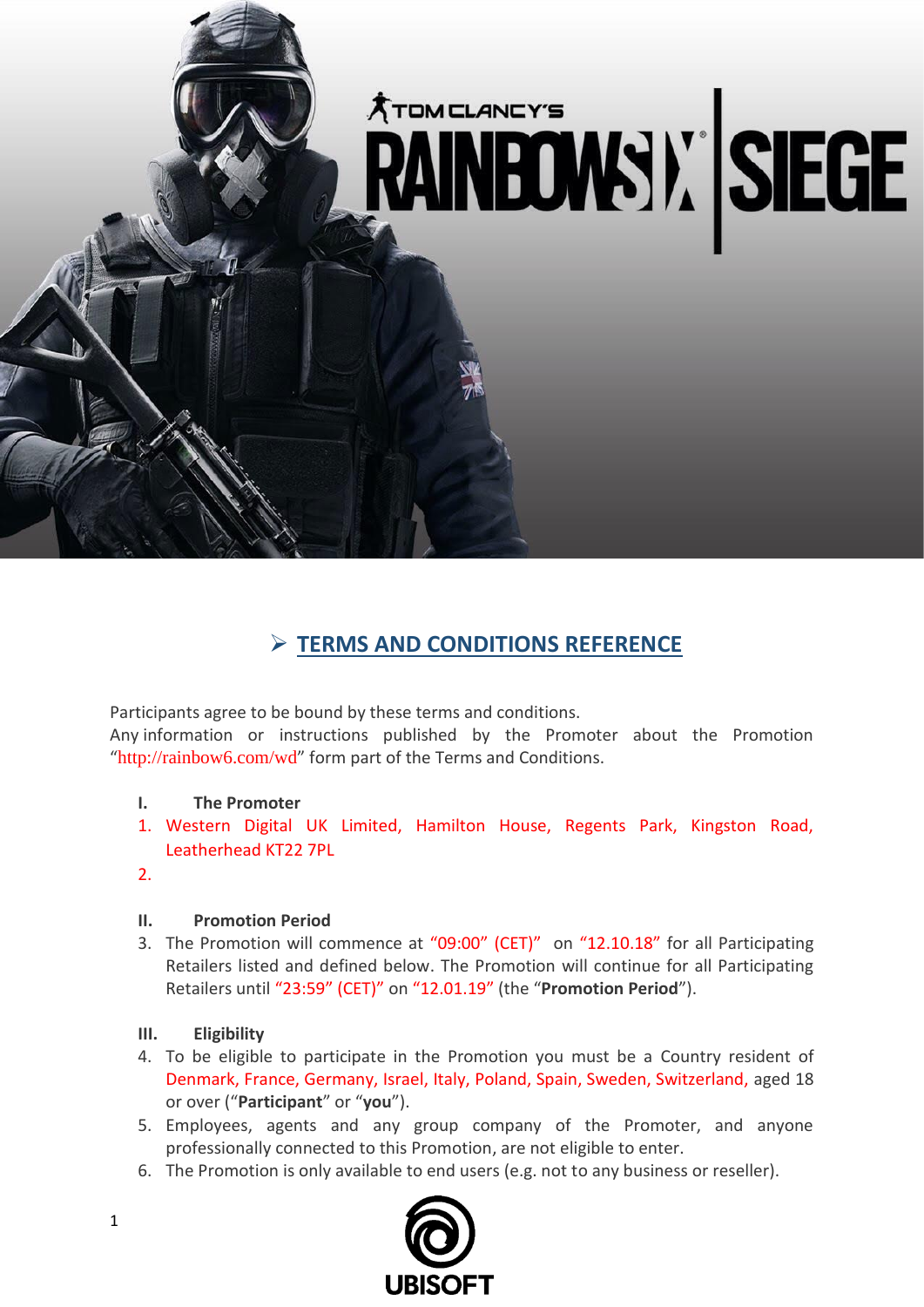## ➢ TERMS AND CONDITIONS REFERENCE

Participants agree to be bound by these terms and conditions.
Any information or instructions published by the Promoter about the Promotion "http://rainbow6.com/wd" form part of the Terms and Conditions.

**I. The Promoter**

1. Western Digital UK Limited, Hamilton House, Regents Park, Kingston Road, Leatherhead KT22 7PL
2.

**II. Promotion Period**

3. The Promotion will commence at "09:00" (CET)" on "12.10.18" for all Participating Retailers listed and defined below. The Promotion will continue for all Participating Retailers until "23:59" (CET)" on "12.01.19" (the "**Promotion Period**").

**III. Eligibility**

4. To be eligible to participate in the Promotion you must be a Country resident of Denmark, France, Germany, Israel, Italy, Poland, Spain, Sweden, Switzerland, aged 18 or over ("**Participant**" or "**you**").
5. Employees, agents and any group company of the Promoter, and anyone professionally connected to this Promotion, are not eligible to enter.
6. The Promotion is only available to end users (e.g. not to any business or reseller).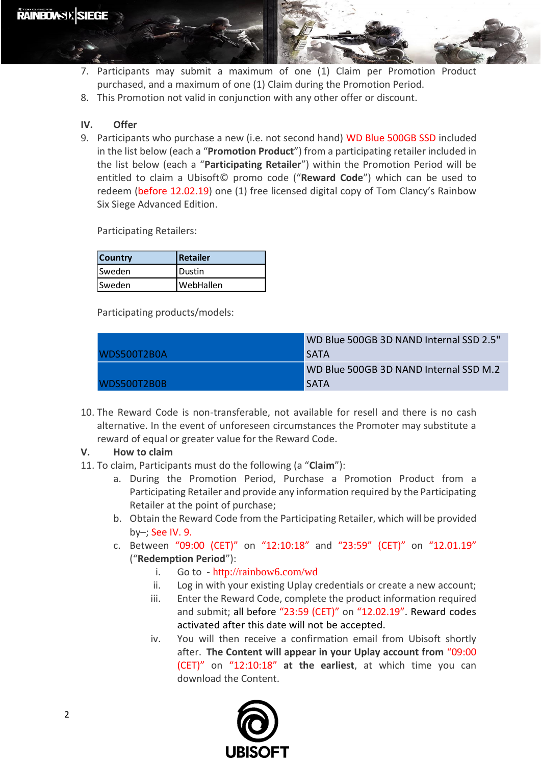7. Participants may submit a maximum of one (1) Claim per Promotion Product purchased, and a maximum of one (1) Claim during the Promotion Period.
8. This Promotion not valid in conjunction with any other offer or discount.

## IV. Offer

9. Participants who purchase a new (i.e. not second hand) WD Blue 500GB SSD included in the list below (each a "**Promotion Product**") from a participating retailer included in the list below (each a "**Participating Retailer**") within the Promotion Period will be entitled to claim a Ubisoft© promo code ("**Reward Code**") which can be used to redeem (before 12.02.19) one (1) free licensed digital copy of Tom Clancy's Rainbow Six Siege Advanced Edition.

   Participating Retailers:

   | Country | Retailer |
   |---|---|
   | Sweden | Dustin |
   | Sweden | WebHallen |

   Participating products/models:

   | | |
   |---|---|
   | WDS500T2B0A | WD Blue 500GB 3D NAND Internal SSD 2.5" SATA |
   | WDS500T2B0B | WD Blue 500GB 3D NAND Internal SSD M.2 SATA |

10. The Reward Code is non-transferable, not available for resell and there is no cash alternative. In the event of unforeseen circumstances the Promoter may substitute a reward of equal or greater value for the Reward Code.

## V. How to claim

11. To claim, Participants must do the following (a "**Claim**"):
    a. During the Promotion Period, Purchase a Promotion Product from a Participating Retailer and provide any information required by the Participating Retailer at the point of purchase;
    b. Obtain the Reward Code from the Participating Retailer, which will be provided by–; See IV. 9.
    c. Between "09:00 (CET)" on "12:10:18" and "23:59" (CET)" on "12.01.19" ("**Redemption Period**"):
       i. Go to - http://rainbow6.com/wd
       ii. Log in with your existing Uplay credentials or create a new account;
       iii. Enter the Reward Code, complete the product information required and submit; all before "23:59 (CET)" on "12.02.19". Reward codes activated after this date will not be accepted.
       iv. You will then receive a confirmation email from Ubisoft shortly after. **The Content will appear in your Uplay account from** "09:00 (CET)" on "12:10:18" **at the earliest**, at which time you can download the Content.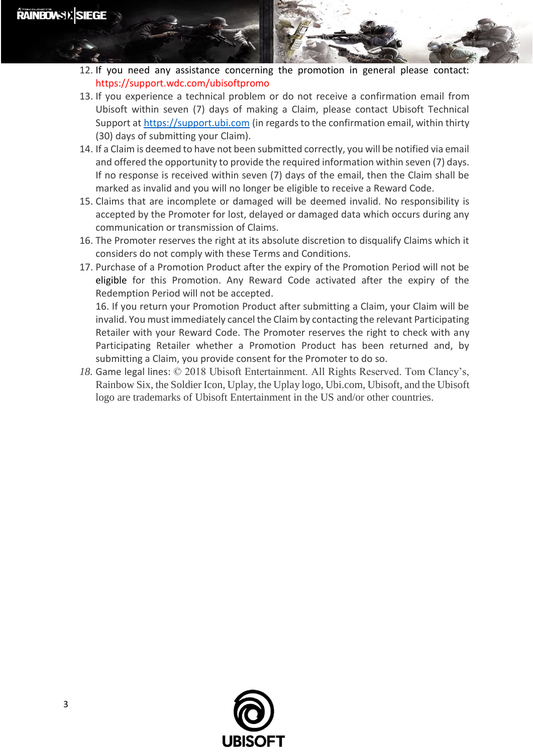12. If you need any assistance concerning the promotion in general please contact: https://support.wdc.com/ubisoftpromo
13. If you experience a technical problem or do not receive a confirmation email from Ubisoft within seven (7) days of making a Claim, please contact Ubisoft Technical Support at https://support.ubi.com (in regards to the confirmation email, within thirty (30) days of submitting your Claim).
14. If a Claim is deemed to have not been submitted correctly, you will be notified via email and offered the opportunity to provide the required information within seven (7) days. If no response is received within seven (7) days of the email, then the Claim shall be marked as invalid and you will no longer be eligible to receive a Reward Code.
15. Claims that are incomplete or damaged will be deemed invalid. No responsibility is accepted by the Promoter for lost, delayed or damaged data which occurs during any communication or transmission of Claims.
16. The Promoter reserves the right at its absolute discretion to disqualify Claims which it considers do not comply with these Terms and Conditions.
17. Purchase of a Promotion Product after the expiry of the Promotion Period will not be eligible for this Promotion. Any Reward Code activated after the expiry of the Redemption Period will not be accepted.

    16. If you return your Promotion Product after submitting a Claim, your Claim will be invalid. You must immediately cancel the Claim by contacting the relevant Participating Retailer with your Reward Code. The Promoter reserves the right to check with any Participating Retailer whether a Promotion Product has been returned and, by submitting a Claim, you provide consent for the Promoter to do so.
18. Game legal lines: © 2018 Ubisoft Entertainment. All Rights Reserved. Tom Clancy's, Rainbow Six, the Soldier Icon, Uplay, the Uplay logo, Ubi.com, Ubisoft, and the Ubisoft logo are trademarks of Ubisoft Entertainment in the US and/or other countries.